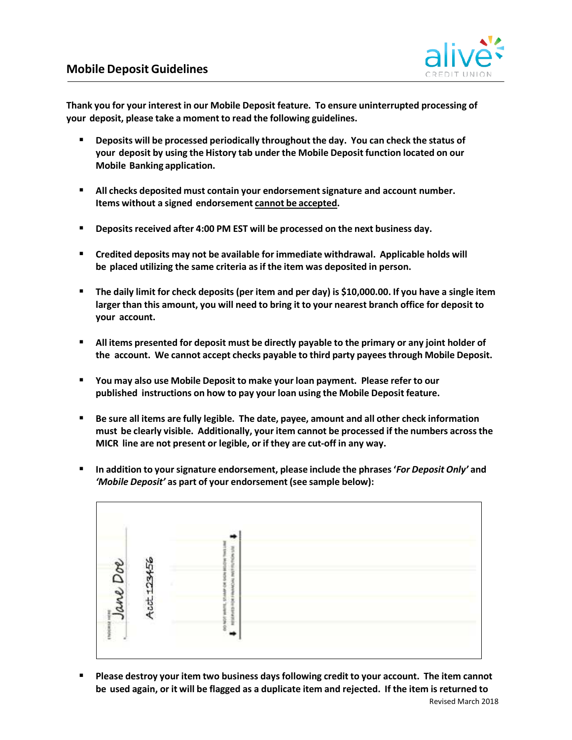## Mobile Deposit Guidelines

**Thank you for your interest in our Mobile Deposit feature. To ensure uninterrupted processing of your deposit, please take a moment to read the following guidelines.**

- **Deposits will be processed periodically throughout the day. You can check the status of your deposit by using the History tab under the Mobile Deposit function located on our Mobile Banking application.**
- **All checks deposited must contain your endorsement signature and account number. Items without a signed endorsement cannot be accepted.**
- **Deposits received after 4:00 PM EST will be processed on the next business day.**
- **Credited deposits may not be available for immediate withdrawal. Applicable holds will be placed utilizing the same criteria as if the item was deposited in person.**
- **The daily limit for check deposits (per item and per day) is $10,000.00. If you have a single item larger than this amount, you will need to bring it to your nearest branch office for deposit to your account.**
- **All items presented for deposit must be directly payable to the primary or any joint holder of the account. We cannot accept checks payable to third party payees through Mobile Deposit.**
- **You may also use Mobile Deposit to make your loan payment. Please refer to our published instructions on how to pay your loan using the Mobile Deposit feature.**
- **Be sure all items are fully legible. The date, payee, amount and all other check information must be clearly visible. Additionally, your item cannot be processed if the numbers across the MICR line are not present or legible, or if they are cut-off in any way.**
- **In addition to your signature endorsement, please include the phrases '*For Deposit Only*' and '*Mobile Deposit*' as part of your endorsement (see sample below):**

ENDORSE HERE
Jane Doe
Acct 123456
DO NOT WRITE, STAMP OR SIGN BELOW THIS LINE
RESERVED FOR FINANCIAL INSTITUTION USE

- **Please destroy your item two business days following credit to your account. The item cannot be used again, or it will be flagged as a duplicate item and rejected. If the item is returned to**

Revised March 2018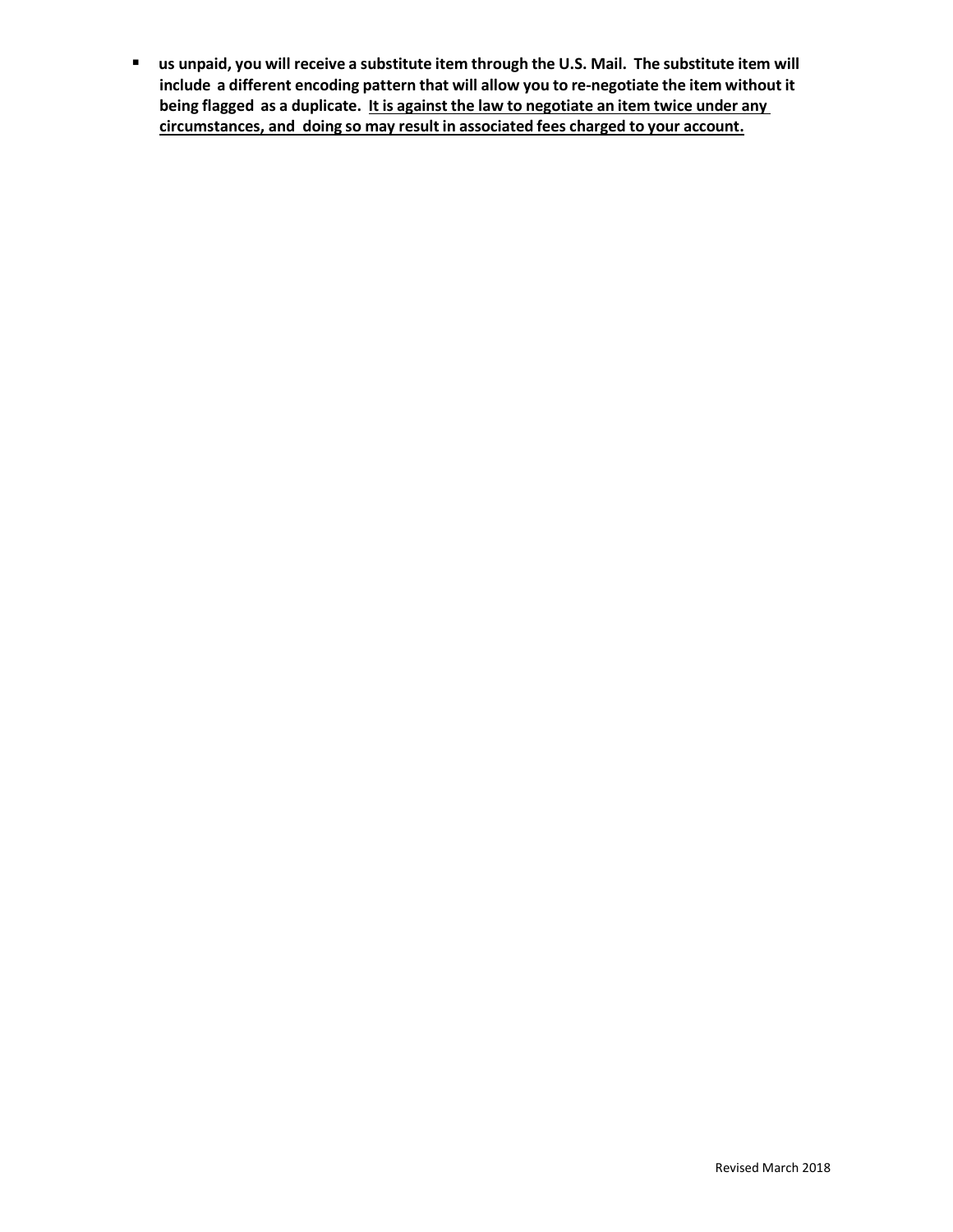- **us unpaid, you will receive a substitute item through the U.S. Mail. The substitute item will include a different encoding pattern that will allow you to re-negotiate the item without it being flagged as a duplicate. <u>It is against the law to negotiate an item twice under any circumstances, and doing so may result in associated fees charged to your account.</u>**

Revised March 2018